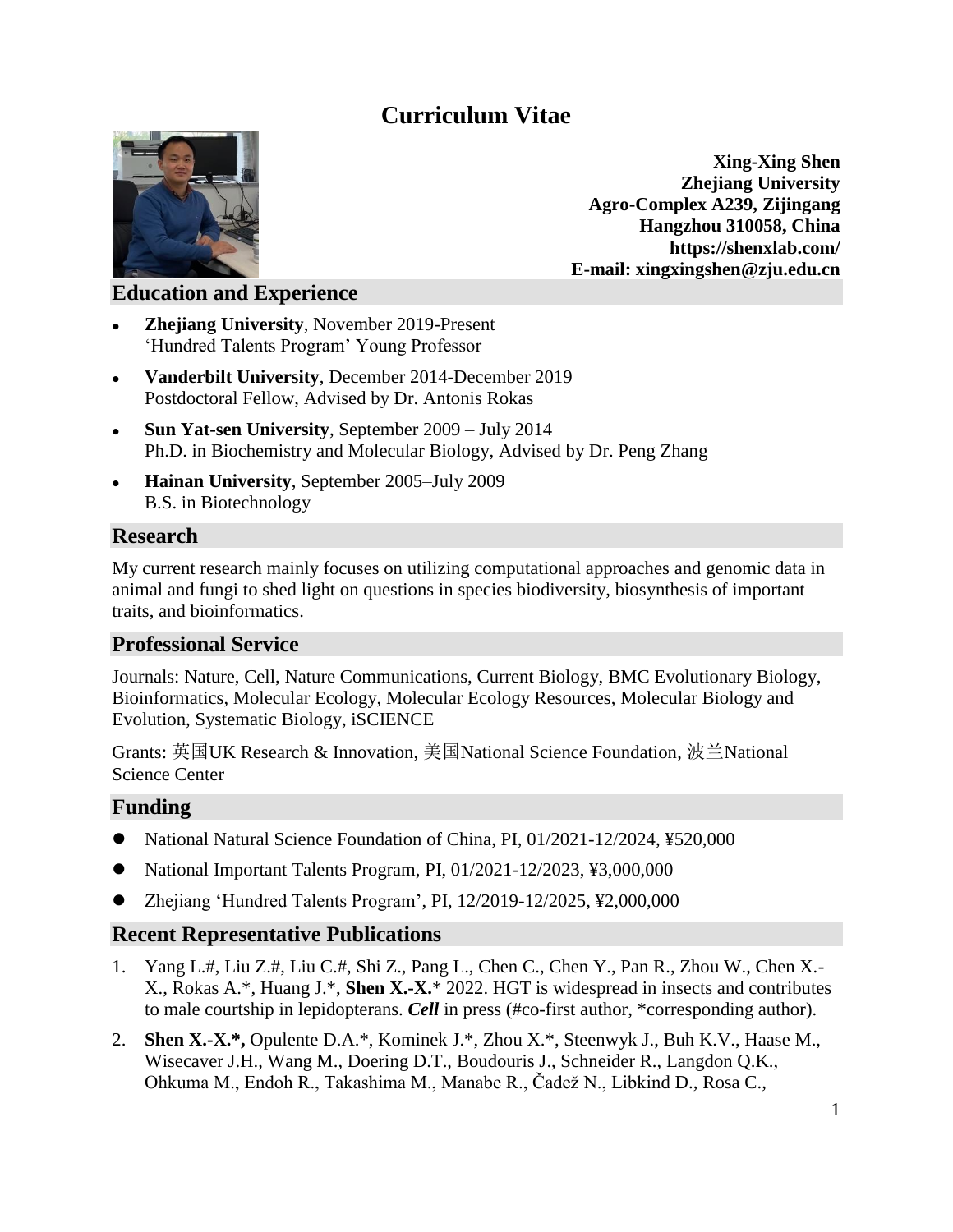# Curriculum Vitae

**Xing-Xing Shen**
**Zhejiang University**
**Agro-Complex A239, Zijingang**
**Hangzhou 310058, China**
**https://shenxlab.com/**
**E-mail: xingxingshen@zju.edu.cn**

## Education and Experience

- **Zhejiang University**, November 2019-Present
  'Hundred Talents Program' Young Professor
- **Vanderbilt University**, December 2014-December 2019
  Postdoctoral Fellow, Advised by Dr. Antonis Rokas
- **Sun Yat-sen University**, September 2009 – July 2014
  Ph.D. in Biochemistry and Molecular Biology, Advised by Dr. Peng Zhang
- **Hainan University**, September 2005–July 2009
  B.S. in Biotechnology

## Research

My current research mainly focuses on utilizing computational approaches and genomic data in animal and fungi to shed light on questions in species biodiversity, biosynthesis of important traits, and bioinformatics.

## Professional Service

Journals: Nature, Cell, Nature Communications, Current Biology, BMC Evolutionary Biology, Bioinformatics, Molecular Ecology, Molecular Ecology Resources, Molecular Biology and Evolution, Systematic Biology, iSCIENCE

Grants: 英国UK Research & Innovation, 美国National Science Foundation, 波兰National Science Center

## Funding

- National Natural Science Foundation of China, PI, 01/2021-12/2024, ¥520,000
- National Important Talents Program, PI, 01/2021-12/2023, ¥3,000,000
- Zhejiang 'Hundred Talents Program', PI, 12/2019-12/2025, ¥2,000,000

## Recent Representative Publications

1. Yang L.#, Liu Z.#, Liu C.#, Shi Z., Pang L., Chen C., Chen Y., Pan R., Zhou W., Chen X.-X., Rokas A.*, Huang J.*, **Shen X.-X.*** 2022. HGT is widespread in insects and contributes to male courtship in lepidopterans. ***Cell*** in press (#co-first author, *corresponding author).
2. **Shen X.-X.*,** Opulente D.A.*, Kominek J.*, Zhou X.*, Steenwyk J., Buh K.V., Haase M., Wisecaver J.H., Wang M., Doering D.T., Boudouris J., Schneider R., Langdon Q.K., Ohkuma M., Endoh R., Takashima M., Manabe R., Čadež N., Libkind D., Rosa C.,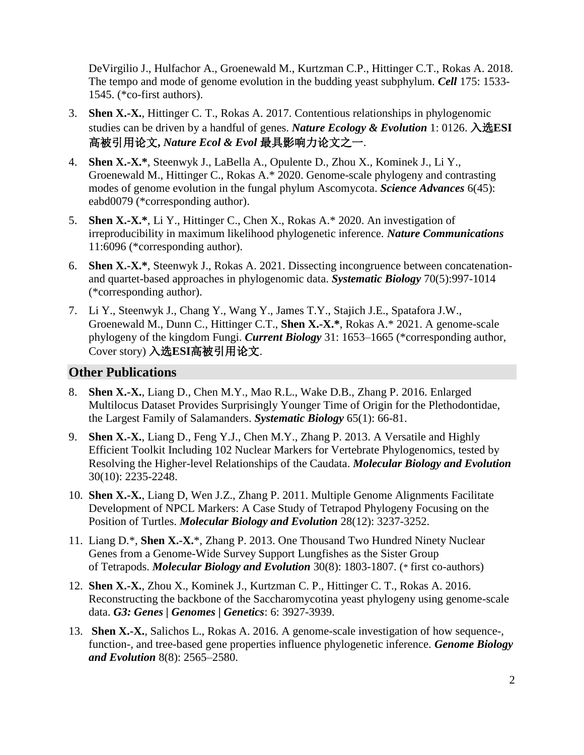DeVirgilio J., Hulfachor A., Groenewald M., Kurtzman C.P., Hittinger C.T., Rokas A. 2018. The tempo and mode of genome evolution in the budding yeast subphylum. ***Cell*** 175: 1533-1545. (*co-first authors).

3. **Shen X.-X.**, Hittinger C. T., Rokas A. 2017. Contentious relationships in phylogenomic studies can be driven by a handful of genes. ***Nature Ecology & Evolution*** 1: 0126. **入选ESI高被引用论文, *Nature Ecol & Evol* 最具影响力论文之一**.

4. **Shen X.-X.***, Steenwyk J., LaBella A., Opulente D., Zhou X., Kominek J., Li Y., Groenewald M., Hittinger C., Rokas A.* 2020. Genome-scale phylogeny and contrasting modes of genome evolution in the fungal phylum Ascomycota. ***Science Advances*** 6(45): eabd0079 (*corresponding author).

5. **Shen X.-X.***, Li Y., Hittinger C., Chen X., Rokas A.* 2020. An investigation of irreproducibility in maximum likelihood phylogenetic inference. ***Nature Communications*** 11:6096 (*corresponding author).

6. **Shen X.-X.***, Steenwyk J., Rokas A. 2021. Dissecting incongruence between concatenation- and quartet-based approaches in phylogenomic data. ***Systematic Biology*** 70(5):997-1014 (*corresponding author).

7. Li Y., Steenwyk J., Chang Y., Wang Y., James T.Y., Stajich J.E., Spatafora J.W., Groenewald M., Dunn C., Hittinger C.T., **Shen X.-X.***, Rokas A.* 2021. A genome-scale phylogeny of the kingdom Fungi. ***Current Biology*** 31: 1653–1665 (*corresponding author, Cover story) **入选ESI高被引用论文**.

## Other Publications

8. **Shen X.-X.**, Liang D., Chen M.Y., Mao R.L., Wake D.B., Zhang P. 2016. Enlarged Multilocus Dataset Provides Surprisingly Younger Time of Origin for the Plethodontidae, the Largest Family of Salamanders. ***Systematic Biology*** 65(1): 66-81.

9. **Shen X.-X.**, Liang D., Feng Y.J., Chen M.Y., Zhang P. 2013. A Versatile and Highly Efficient Toolkit Including 102 Nuclear Markers for Vertebrate Phylogenomics, tested by Resolving the Higher-level Relationships of the Caudata. ***Molecular Biology and Evolution*** 30(10): 2235-2248.

10. **Shen X.-X.**, Liang D, Wen J.Z., Zhang P. 2011. Multiple Genome Alignments Facilitate Development of NPCL Markers: A Case Study of Tetrapod Phylogeny Focusing on the Position of Turtles. ***Molecular Biology and Evolution*** 28(12): 3237-3252.

11. Liang D.*, **Shen X.-X.***, Zhang P. 2013. One Thousand Two Hundred Ninety Nuclear Genes from a Genome-Wide Survey Support Lungfishes as the Sister Group of Tetrapods. ***Molecular Biology and Evolution*** 30(8): 1803-1807. (* first co-authors)

12. **Shen X.-X.**, Zhou X., Kominek J., Kurtzman C. P., Hittinger C. T., Rokas A. 2016. Reconstructing the backbone of the Saccharomycotina yeast phylogeny using genome-scale data. ***G3: Genes | Genomes | Genetics***: 6: 3927-3939.

13. **Shen X.-X.**, Salichos L., Rokas A. 2016. A genome-scale investigation of how sequence-, function-, and tree-based gene properties influence phylogenetic inference. ***Genome Biology and Evolution*** 8(8): 2565–2580.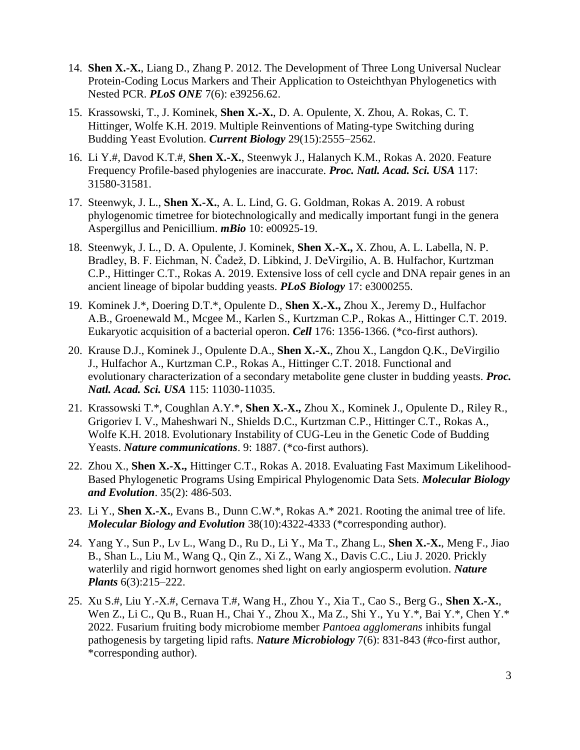14. **Shen X.-X.**, Liang D., Zhang P. 2012. The Development of Three Long Universal Nuclear Protein-Coding Locus Markers and Their Application to Osteichthyan Phylogenetics with Nested PCR. ***PLoS ONE*** 7(6): e39256.62.

15. Krassowski, T., J. Kominek, **Shen X.-X.**, D. A. Opulente, X. Zhou, A. Rokas, C. T. Hittinger, Wolfe K.H. 2019. Multiple Reinventions of Mating-type Switching during Budding Yeast Evolution. ***Current Biology*** 29(15):2555–2562.

16. Li Y.#, Davod K.T.#, **Shen X.-X.**, Steenwyk J., Halanych K.M., Rokas A. 2020. Feature Frequency Profile-based phylogenies are inaccurate. ***Proc. Natl. Acad. Sci. USA*** 117: 31580-31581.

17. Steenwyk, J. L., **Shen X.-X.**, A. L. Lind, G. G. Goldman, Rokas A. 2019. A robust phylogenomic timetree for biotechnologically and medically important fungi in the genera Aspergillus and Penicillium. ***mBio*** 10: e00925-19.

18. Steenwyk, J. L., D. A. Opulente, J. Kominek, **Shen X.-X.,** X. Zhou, A. L. Labella, N. P. Bradley, B. F. Eichman, N. Čadež, D. Libkind, J. DeVirgilio, A. B. Hulfachor, Kurtzman C.P., Hittinger C.T., Rokas A. 2019. Extensive loss of cell cycle and DNA repair genes in an ancient lineage of bipolar budding yeasts. ***PLoS Biology*** 17: e3000255.

19. Kominek J.*, Doering D.T.*, Opulente D., **Shen X.-X.,** Zhou X., Jeremy D., Hulfachor A.B., Groenewald M., Mcgee M., Karlen S., Kurtzman C.P., Rokas A., Hittinger C.T. 2019. Eukaryotic acquisition of a bacterial operon. ***Cell*** 176: 1356-1366. (*co-first authors).

20. Krause D.J., Kominek J., Opulente D.A., **Shen X.-X.**, Zhou X., Langdon Q.K., DeVirgilio J., Hulfachor A., Kurtzman C.P., Rokas A., Hittinger C.T. 2018. Functional and evolutionary characterization of a secondary metabolite gene cluster in budding yeasts. ***Proc. Natl. Acad. Sci. USA*** 115: 11030-11035.

21. Krassowski T.*, Coughlan A.Y.*, **Shen X.-X.,** Zhou X., Kominek J., Opulente D., Riley R., Grigoriev I. V., Maheshwari N., Shields D.C., Kurtzman C.P., Hittinger C.T., Rokas A., Wolfe K.H. 2018. Evolutionary Instability of CUG-Leu in the Genetic Code of Budding Yeasts. ***Nature communications***. 9: 1887. (*co-first authors).

22. Zhou X., **Shen X.-X.,** Hittinger C.T., Rokas A. 2018. Evaluating Fast Maximum Likelihood-Based Phylogenetic Programs Using Empirical Phylogenomic Data Sets. ***Molecular Biology and Evolution***. 35(2): 486-503.

23. Li Y., **Shen X.-X.**, Evans B., Dunn C.W.*, Rokas A.* 2021. Rooting the animal tree of life. ***Molecular Biology and Evolution*** 38(10):4322-4333 (*corresponding author).

24. Yang Y., Sun P., Lv L., Wang D., Ru D., Li Y., Ma T., Zhang L., **Shen X.-X.**, Meng F., Jiao B., Shan L., Liu M., Wang Q., Qin Z., Xi Z., Wang X., Davis C.C., Liu J. 2020. Prickly waterlily and rigid hornwort genomes shed light on early angiosperm evolution. ***Nature Plants*** 6(3):215–222.

25. Xu S.#, Liu Y.-X.#, Cernava T.#, Wang H., Zhou Y., Xia T., Cao S., Berg G., **Shen X.-X.**, Wen Z., Li C., Qu B., Ruan H., Chai Y., Zhou X., Ma Z., Shi Y., Yu Y.*, Bai Y.*, Chen Y.* 2022. Fusarium fruiting body microbiome member *Pantoea agglomerans* inhibits fungal pathogenesis by targeting lipid rafts. ***Nature Microbiology*** 7(6): 831-843 (#co-first author, *corresponding author).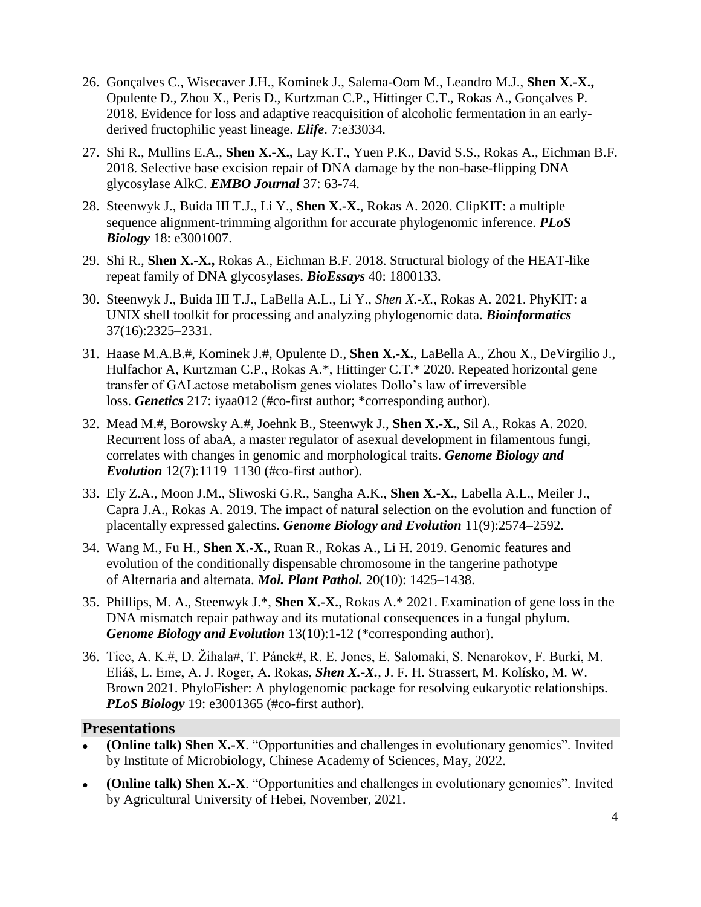26. Gonçalves C., Wisecaver J.H., Kominek J., Salema-Oom M., Leandro M.J., **Shen X.-X.,** Opulente D., Zhou X., Peris D., Kurtzman C.P., Hittinger C.T., Rokas A., Gonçalves P. 2018. Evidence for loss and adaptive reacquisition of alcoholic fermentation in an early-derived fructophilic yeast lineage. ***Elife***. 7:e33034.

27. Shi R., Mullins E.A., **Shen X.-X.,** Lay K.T., Yuen P.K., David S.S., Rokas A., Eichman B.F. 2018. Selective base excision repair of DNA damage by the non-base-flipping DNA glycosylase AlkC. ***EMBO Journal*** 37: 63-74.

28. Steenwyk J., Buida III T.J., Li Y., **Shen X.-X.**, Rokas A. 2020. ClipKIT: a multiple sequence alignment-trimming algorithm for accurate phylogenomic inference. ***PLoS Biology*** 18: e3001007.

29. Shi R., **Shen X.-X.,** Rokas A., Eichman B.F. 2018. Structural biology of the HEAT-like repeat family of DNA glycosylases. ***BioEssays*** 40: 1800133.

30. Steenwyk J., Buida III T.J., LaBella A.L., Li Y., *Shen X.-X.*, Rokas A. 2021. PhyKIT: a UNIX shell toolkit for processing and analyzing phylogenomic data. ***Bioinformatics*** 37(16):2325–2331.

31. Haase M.A.B.#, Kominek J.#, Opulente D., **Shen X.-X.**, LaBella A., Zhou X., DeVirgilio J., Hulfachor A, Kurtzman C.P., Rokas A.*, Hittinger C.T.* 2020. Repeated horizontal gene transfer of GALactose metabolism genes violates Dollo's law of irreversible loss. ***Genetics*** 217: iyaa012 (#co-first author; *corresponding author).

32. Mead M.#, Borowsky A.#, Joehnk B., Steenwyk J., **Shen X.-X.**, Sil A., Rokas A. 2020. Recurrent loss of abaA, a master regulator of asexual development in filamentous fungi, correlates with changes in genomic and morphological traits. ***Genome Biology and Evolution*** 12(7):1119–1130 (#co-first author).

33. Ely Z.A., Moon J.M., Sliwoski G.R., Sangha A.K., **Shen X.-X.**, Labella A.L., Meiler J., Capra J.A., Rokas A. 2019. The impact of natural selection on the evolution and function of placentally expressed galectins. ***Genome Biology and Evolution*** 11(9):2574–2592.

34. Wang M., Fu H., **Shen X.-X.**, Ruan R., Rokas A., Li H. 2019. Genomic features and evolution of the conditionally dispensable chromosome in the tangerine pathotype of Alternaria and alternata. ***Mol. Plant Pathol.*** 20(10): 1425–1438.

35. Phillips, M. A., Steenwyk J.*, **Shen X.-X.**, Rokas A.* 2021. Examination of gene loss in the DNA mismatch repair pathway and its mutational consequences in a fungal phylum. ***Genome Biology and Evolution*** 13(10):1-12 (*corresponding author).

36. Tice, A. K.#, D. Žihala#, T. Pánek#, R. E. Jones, E. Salomaki, S. Nenarokov, F. Burki, M. Eliáš, L. Eme, A. J. Roger, A. Rokas, ***Shen X.-X.***, J. F. H. Strassert, M. Kolísko, M. W. Brown 2021. PhyloFisher: A phylogenomic package for resolving eukaryotic relationships. ***PLoS Biology*** 19: e3001365 (#co-first author).

## Presentations

- **(Online talk) Shen X.-X**. "Opportunities and challenges in evolutionary genomics". Invited by Institute of Microbiology, Chinese Academy of Sciences, May, 2022.
- **(Online talk) Shen X.-X**. "Opportunities and challenges in evolutionary genomics". Invited by Agricultural University of Hebei, November, 2021.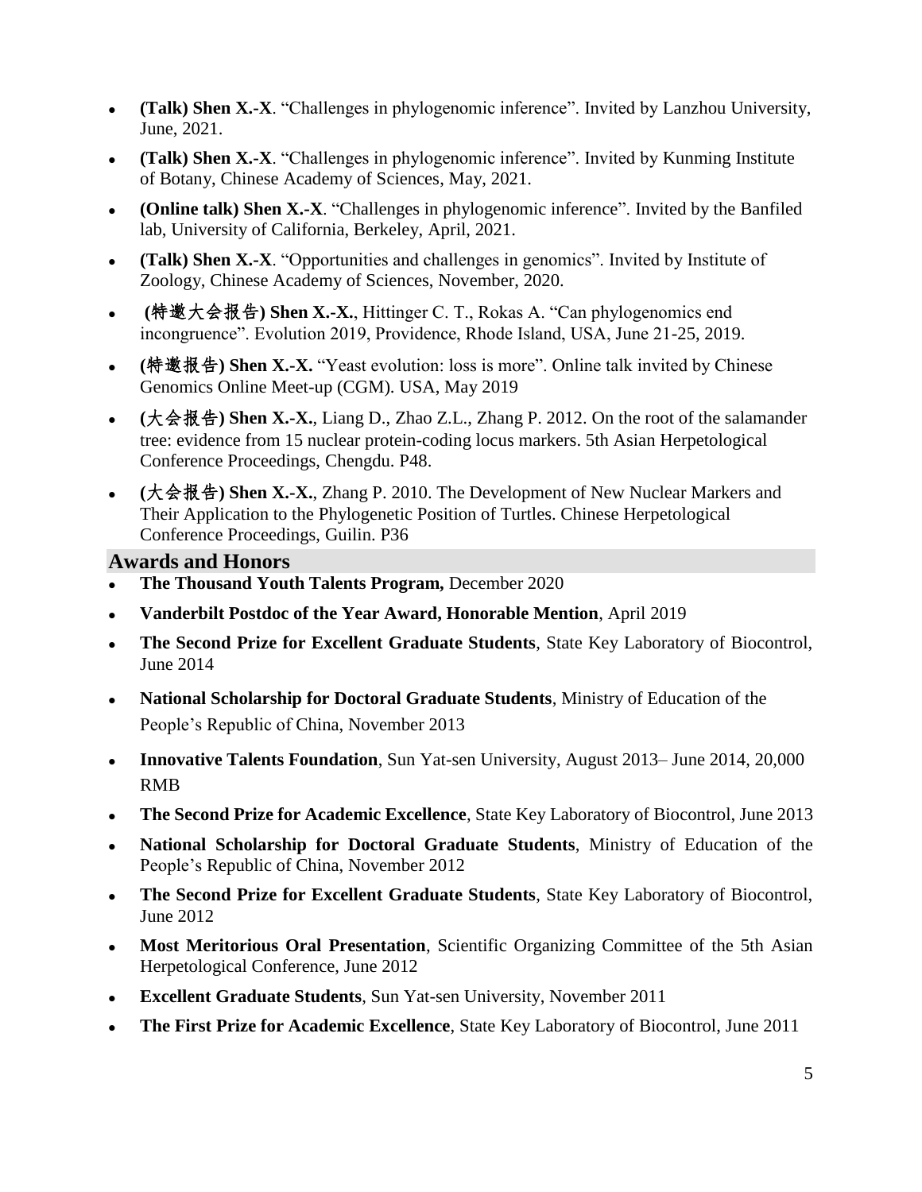- **(Talk) Shen X.-X**. "Challenges in phylogenomic inference". Invited by Lanzhou University, June, 2021.
- **(Talk) Shen X.-X**. "Challenges in phylogenomic inference". Invited by Kunming Institute of Botany, Chinese Academy of Sciences, May, 2021.
- **(Online talk) Shen X.-X**. "Challenges in phylogenomic inference". Invited by the Banfiled lab, University of California, Berkeley, April, 2021.
- **(Talk) Shen X.-X**. "Opportunities and challenges in genomics". Invited by Institute of Zoology, Chinese Academy of Sciences, November, 2020.
- **(特邀大会报告) Shen X.-X.**, Hittinger C. T., Rokas A. "Can phylogenomics end incongruence". Evolution 2019, Providence, Rhode Island, USA, June 21-25, 2019.
- **(特邀报告) Shen X.-X.** "Yeast evolution: loss is more". Online talk invited by Chinese Genomics Online Meet-up (CGM). USA, May 2019
- **(大会报告) Shen X.-X.**, Liang D., Zhao Z.L., Zhang P. 2012. On the root of the salamander tree: evidence from 15 nuclear protein-coding locus markers. 5th Asian Herpetological Conference Proceedings, Chengdu. P48.
- **(大会报告) Shen X.-X.**, Zhang P. 2010. The Development of New Nuclear Markers and Their Application to the Phylogenetic Position of Turtles. Chinese Herpetological Conference Proceedings, Guilin. P36

## Awards and Honors

- **The Thousand Youth Talents Program,** December 2020
- **Vanderbilt Postdoc of the Year Award, Honorable Mention**, April 2019
- **The Second Prize for Excellent Graduate Students**, State Key Laboratory of Biocontrol, June 2014
- **National Scholarship for Doctoral Graduate Students**, Ministry of Education of the People's Republic of China, November 2013
- **Innovative Talents Foundation**, Sun Yat-sen University, August 2013– June 2014, 20,000 RMB
- **The Second Prize for Academic Excellence**, State Key Laboratory of Biocontrol, June 2013
- **National Scholarship for Doctoral Graduate Students**, Ministry of Education of the People's Republic of China, November 2012
- **The Second Prize for Excellent Graduate Students**, State Key Laboratory of Biocontrol, June 2012
- **Most Meritorious Oral Presentation**, Scientific Organizing Committee of the 5th Asian Herpetological Conference, June 2012
- **Excellent Graduate Students**, Sun Yat-sen University, November 2011
- **The First Prize for Academic Excellence**, State Key Laboratory of Biocontrol, June 2011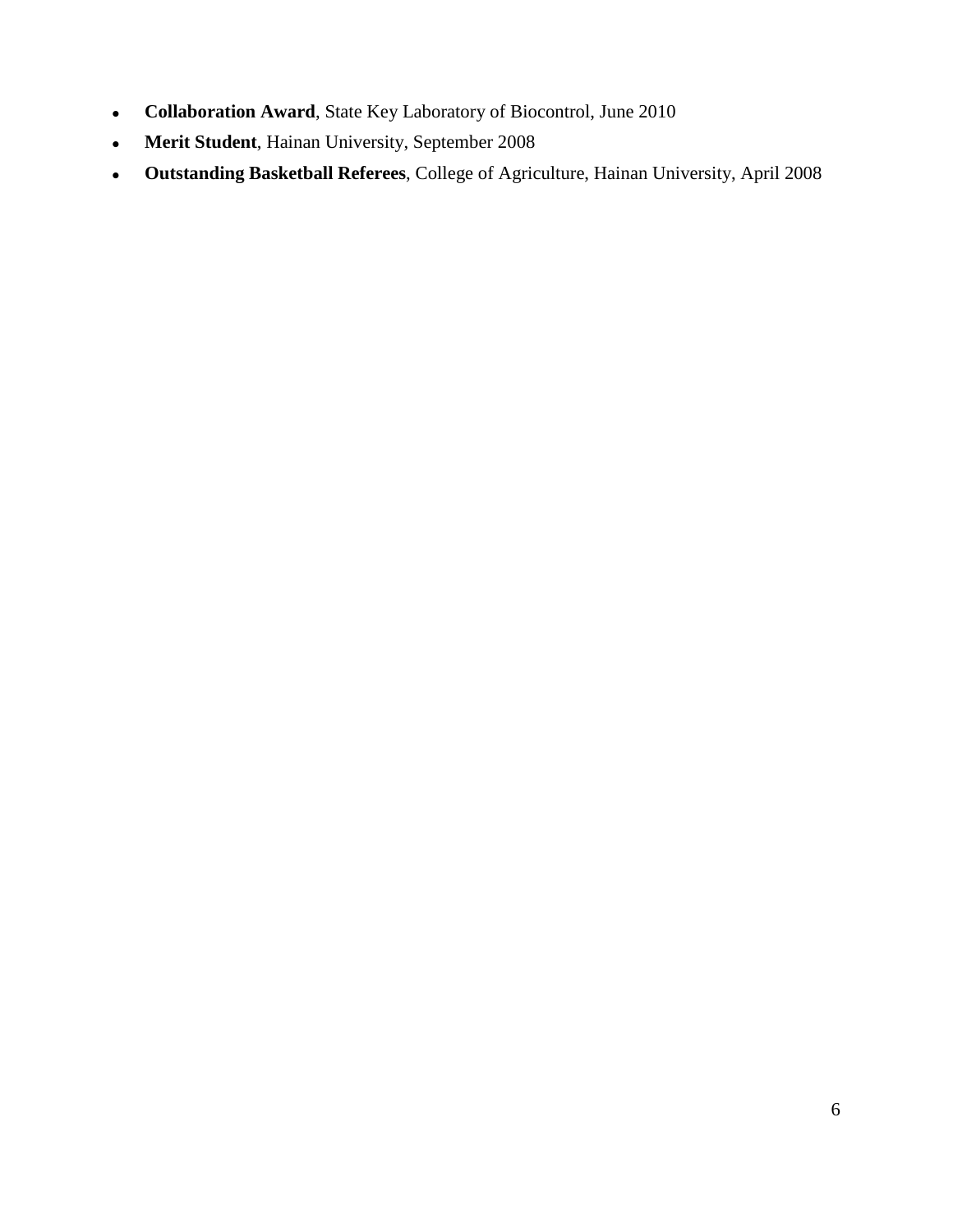- **Collaboration Award**, State Key Laboratory of Biocontrol, June 2010
- **Merit Student**, Hainan University, September 2008
- **Outstanding Basketball Referees**, College of Agriculture, Hainan University, April 2008